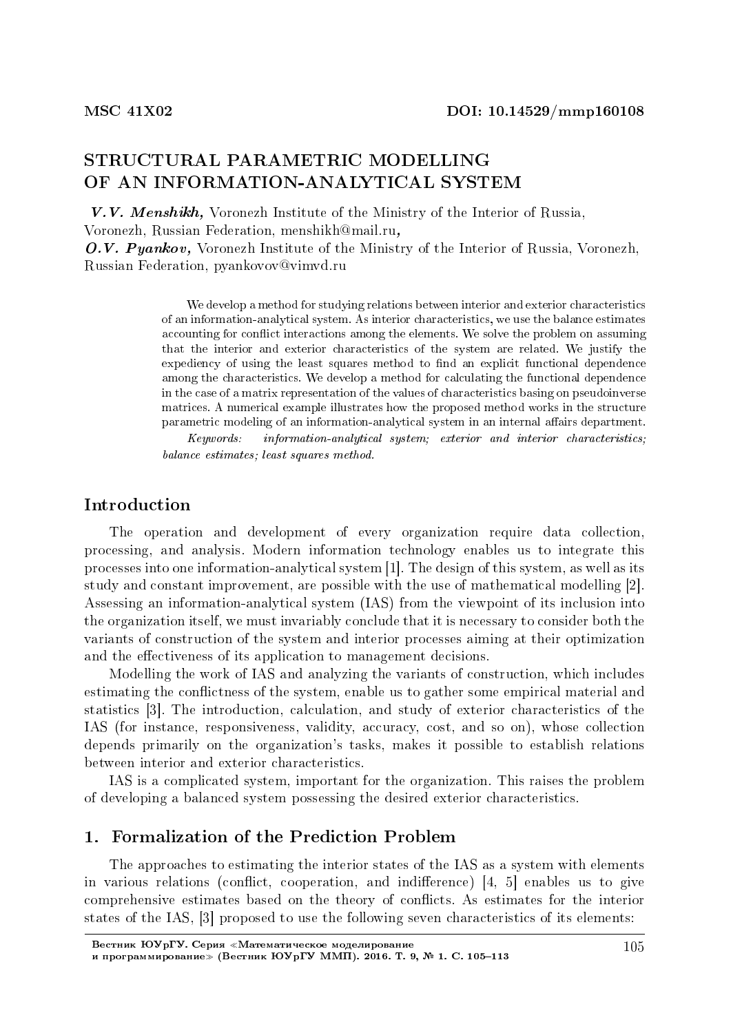MSC 41X02

DOI: 10.14529/mmp160108

# STRUCTURAL PARAMETRIC MODELLING OF AN INFORMATION-ANALYTICAL SYSTEM

***V.V. Menshikh,*** Voronezh Institute of the Ministry of the Interior of Russia, Voronezh, Russian Federation, menshikh@mail.ru,
***O.V. Pyankov,*** Voronezh Institute of the Ministry of the Interior of Russia, Voronezh, Russian Federation, pyankovov@vimvd.ru

We develop a method for studying relations between interior and exterior characteristics of an information-analytical system. As interior characteristics, we use the balance estimates accounting for conflict interactions among the elements. We solve the problem on assuming that the interior and exterior characteristics of the system are related. We justify the expediency of using the least squares method to find an explicit functional dependence among the characteristics. We develop a method for calculating the functional dependence in the case of a matrix representation of the values of characteristics basing on pseudoinverse matrices. A numerical example illustrates how the proposed method works in the structure parametric modeling of an information-analytical system in an internal affairs department.

*Keywords: information-analytical system; exterior and interior characteristics; balance estimates; least squares method.*

## Introduction

The operation and development of every organization require data collection, processing, and analysis. Modern information technology enables us to integrate this processes into one information-analytical system [1]. The design of this system, as well as its study and constant improvement, are possible with the use of mathematical modelling [2]. Assessing an information-analytical system (IAS) from the viewpoint of its inclusion into the organization itself, we must invariably conclude that it is necessary to consider both the variants of construction of the system and interior processes aiming at their optimization and the effectiveness of its application to management decisions.

Modelling the work of IAS and analyzing the variants of construction, which includes estimating the conflictness of the system, enable us to gather some empirical material and statistics [3]. The introduction, calculation, and study of exterior characteristics of the IAS (for instance, responsiveness, validity, accuracy, cost, and so on), whose collection depends primarily on the organization's tasks, makes it possible to establish relations between interior and exterior characteristics.

IAS is a complicated system, important for the organization. This raises the problem of developing a balanced system possessing the desired exterior characteristics.

## 1. Formalization of the Prediction Problem

The approaches to estimating the interior states of the IAS as a system with elements in various relations (conflict, cooperation, and indifference) [4, 5] enables us to give comprehensive estimates based on the theory of conflicts. As estimates for the interior states of the IAS, [3] proposed to use the following seven characteristics of its elements: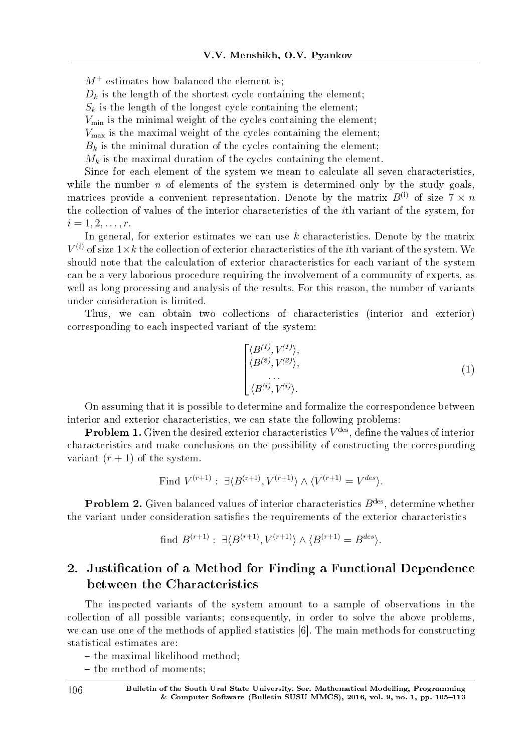$M^+$ estimates how balanced the element is;

$D_k$ is the length of the shortest cycle containing the element;

$S_k$ is the length of the longest cycle containing the element;

$V_{\min}$ is the minimal weight of the cycles containing the element;

$V_{\max}$ is the maximal weight of the cycles containing the element;

$B_k$ is the minimal duration of the cycles containing the element;

$M_k$ is the maximal duration of the cycles containing the element.

Since for each element of the system we mean to calculate all seven characteristics, while the number $n$ of elements of the system is determined only by the study goals, matrices provide a convenient representation. Denote by the matrix $B^{(i)}$ of size $7 \times n$ the collection of values of the interior characteristics of the $i$th variant of the system, for $i = 1, 2, \ldots, r$.

In general, for exterior estimates we can use $k$ characteristics. Denote by the matrix $V^{(i)}$ of size $1 \times k$ the collection of exterior characteristics of the $i$th variant of the system. We should note that the calculation of exterior characteristics for each variant of the system can be a very laborious procedure requiring the involvement of a community of experts, as well as long processing and analysis of the results. For this reason, the number of variants under consideration is limited.

Thus, we can obtain two collections of characteristics (interior and exterior) corresponding to each inspected variant of the system:

$$\begin{bmatrix} \langle B^{(1)}, V^{(1)} \rangle, \\ \langle B^{(2)}, V^{(2)} \rangle, \\ \ldots \\ \langle B^{(i)}, V^{(i)} \rangle. \end{bmatrix} \tag{1}$$

On assuming that it is possible to determine and formalize the correspondence between interior and exterior characteristics, we can state the following problems:

**Problem 1.** Given the desired exterior characteristics $V^{\text{des}}$, define the values of interior characteristics and make conclusions on the possibility of constructing the corresponding variant $(r+1)$ of the system.

$$\text{Find } V^{(r+1)} : \exists \langle B^{(r+1)}, V^{(r+1)} \rangle \wedge \langle V^{(r+1)} = V^{des} \rangle.$$

**Problem 2.** Given balanced values of interior characteristics $B^{\text{des}}$, determine whether the variant under consideration satisfies the requirements of the exterior characteristics

$$\text{find } B^{(r+1)} : \exists \langle B^{(r+1)}, V^{(r+1)} \rangle \wedge \langle B^{(r+1)} = B^{des} \rangle.$$

## 2. Justification of a Method for Finding a Functional Dependence between the Characteristics

The inspected variants of the system amount to a sample of observations in the collection of all possible variants; consequently, in order to solve the above problems, we can use one of the methods of applied statistics [6]. The main methods for constructing statistical estimates are:

– the maximal likelihood method;

– the method of moments;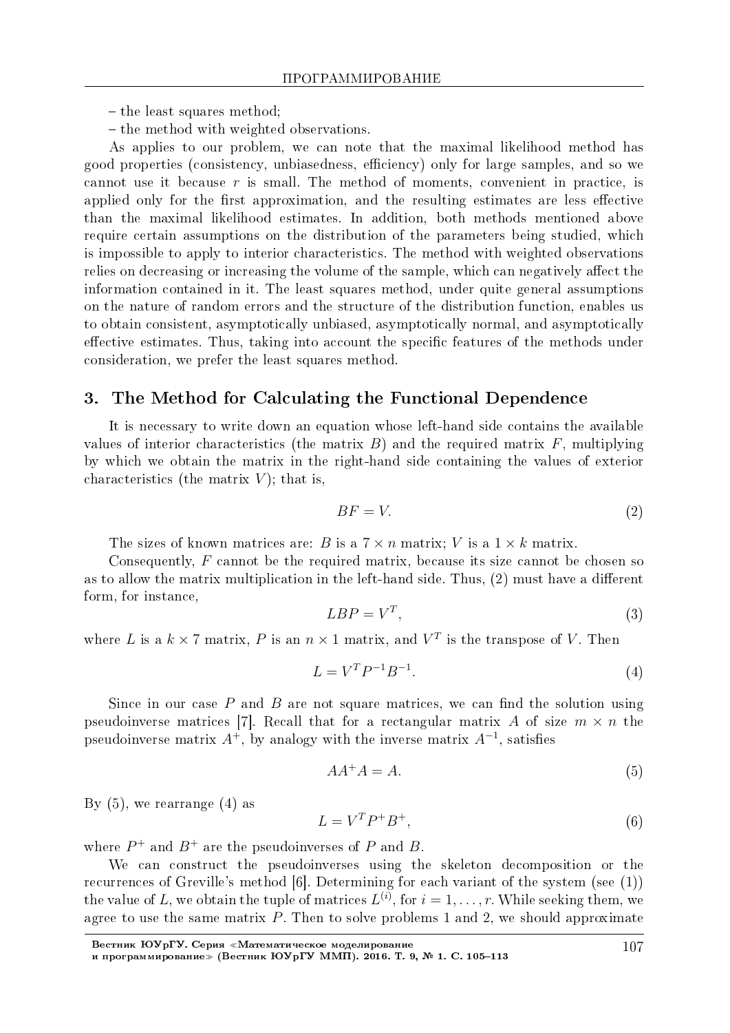– the least squares method;

– the method with weighted observations.

As applies to our problem, we can note that the maximal likelihood method has good properties (consistency, unbiasedness, efficiency) only for large samples, and so we cannot use it because $r$ is small. The method of moments, convenient in practice, is applied only for the first approximation, and the resulting estimates are less effective than the maximal likelihood estimates. In addition, both methods mentioned above require certain assumptions on the distribution of the parameters being studied, which is impossible to apply to interior characteristics. The method with weighted observations relies on decreasing or increasing the volume of the sample, which can negatively affect the information contained in it. The least squares method, under quite general assumptions on the nature of random errors and the structure of the distribution function, enables us to obtain consistent, asymptotically unbiased, asymptotically normal, and asymptotically effective estimates. Thus, taking into account the specific features of the methods under consideration, we prefer the least squares method.

## 3. The Method for Calculating the Functional Dependence

It is necessary to write down an equation whose left-hand side contains the available values of interior characteristics (the matrix $B$) and the required matrix $F$, multiplying by which we obtain the matrix in the right-hand side containing the values of exterior characteristics (the matrix $V$); that is,

$$BF = V. \tag{2}$$

The sizes of known matrices are: $B$ is a $7 \times n$ matrix; $V$ is a $1 \times k$ matrix.

Consequently, $F$ cannot be the required matrix, because its size cannot be chosen so as to allow the matrix multiplication in the left-hand side. Thus, (2) must have a different form, for instance,

$$LBP = V^T, \tag{3}$$

where $L$ is a $k \times 7$ matrix, $P$ is an $n \times 1$ matrix, and $V^T$ is the transpose of $V$. Then

$$L = V^T P^{-1} B^{-1}. \tag{4}$$

Since in our case $P$ and $B$ are not square matrices, we can find the solution using pseudoinverse matrices [7]. Recall that for a rectangular matrix $A$ of size $m \times n$ the pseudoinverse matrix $A^+$, by analogy with the inverse matrix $A^{-1}$, satisfies

$$AA^+A = A. \tag{5}$$

By (5), we rearrange (4) as

$$L = V^T P^+ B^+, \tag{6}$$

where $P^+$ and $B^+$ are the pseudoinverses of $P$ and $B$.

We can construct the pseudoinverses using the skeleton decomposition or the recurrences of Greville's method [6]. Determining for each variant of the system (see (1)) the value of $L$, we obtain the tuple of matrices $L^{(i)}$, for $i = 1, \ldots, r$. While seeking them, we agree to use the same matrix $P$. Then to solve problems 1 and 2, we should approximate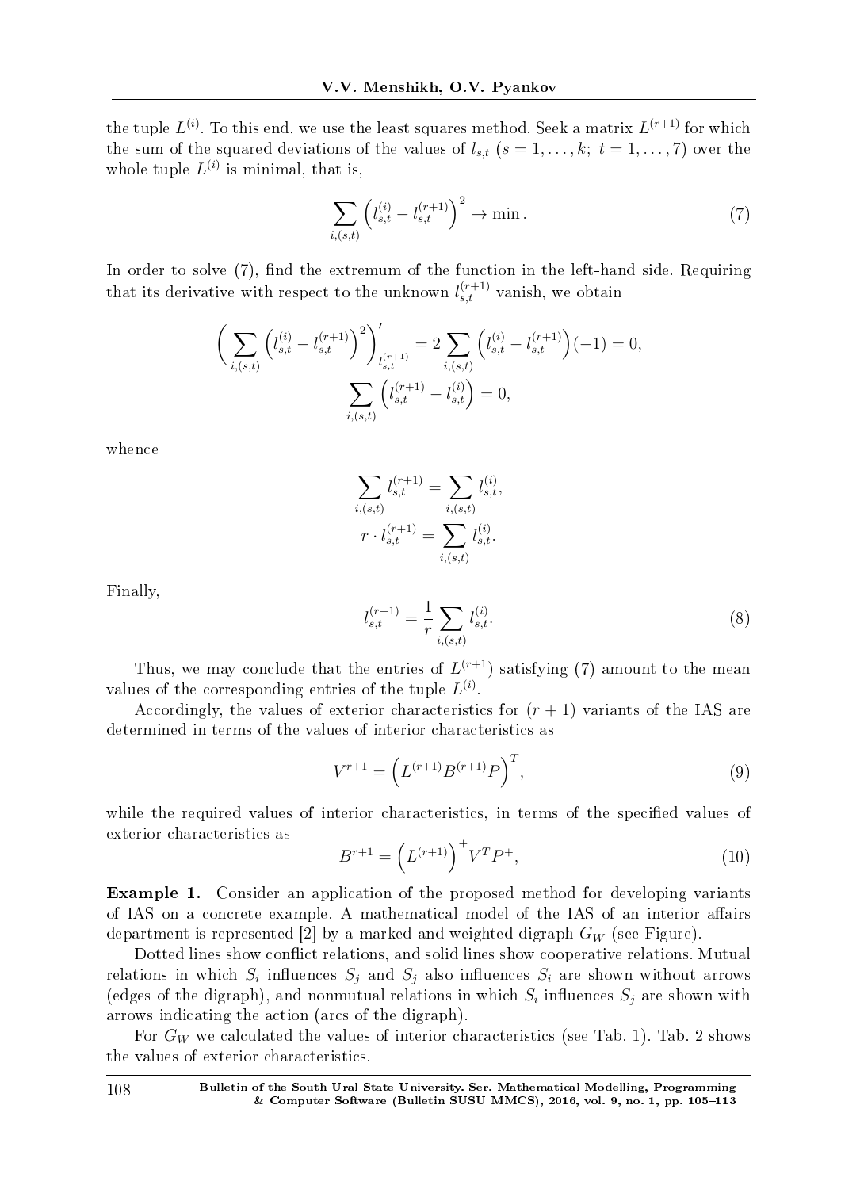the tuple $L^{(i)}$. To this end, we use the least squares method. Seek a matrix $L^{(r+1)}$ for which the sum of the squared deviations of the values of $l_{s,t}$ $(s = 1, \ldots, k;\ t = 1, \ldots, 7)$ over the whole tuple $L^{(i)}$ is minimal, that is,

$$\sum_{i,(s,t)} \left( l_{s,t}^{(i)} - l_{s,t}^{(r+1)} \right)^2 \to \min. \tag{7}$$

In order to solve (7), find the extremum of the function in the left-hand side. Requiring that its derivative with respect to the unknown $l_{s,t}^{(r+1)}$ vanish, we obtain

$$\left( \sum_{i,(s,t)} \left( l_{s,t}^{(i)} - l_{s,t}^{(r+1)} \right)^2 \right)'_{l_{s,t}^{(r+1)}} = 2 \sum_{i,(s,t)} \left( l_{s,t}^{(i)} - l_{s,t}^{(r+1)} \right)(-1) = 0,$$

$$\sum_{i,(s,t)} \left( l_{s,t}^{(r+1)} - l_{s,t}^{(i)} \right) = 0,$$

whence

$$\sum_{i,(s,t)} l_{s,t}^{(r+1)} = \sum_{i,(s,t)} l_{s,t}^{(i)},$$

$$r \cdot l_{s,t}^{(r+1)} = \sum_{i,(s,t)} l_{s,t}^{(i)}.$$

Finally,

$$l_{s,t}^{(r+1)} = \frac{1}{r} \sum_{i,(s,t)} l_{s,t}^{(i)}. \tag{8}$$

Thus, we may conclude that the entries of $L^{(r+1)}$ satisfying (7) amount to the mean values of the corresponding entries of the tuple $L^{(i)}$.

Accordingly, the values of exterior characteristics for $(r+1)$ variants of the IAS are determined in terms of the values of interior characteristics as

$$V^{r+1} = \left( L^{(r+1)} B^{(r+1)} P \right)^T, \tag{9}$$

while the required values of interior characteristics, in terms of the specified values of exterior characteristics as

$$B^{r+1} = \left( L^{(r+1)} \right)^+ V^T P^+, \tag{10}$$

**Example 1.** Consider an application of the proposed method for developing variants of IAS on a concrete example. A mathematical model of the IAS of an interior affairs department is represented [2] by a marked and weighted digraph $G_W$ (see Figure).

Dotted lines show conflict relations, and solid lines show cooperative relations. Mutual relations in which $S_i$ influences $S_j$ and $S_j$ also influences $S_i$ are shown without arrows (edges of the digraph), and nonmutual relations in which $S_i$ influences $S_j$ are shown with arrows indicating the action (arcs of the digraph).

For $G_W$ we calculated the values of interior characteristics (see Tab. 1). Tab. 2 shows the values of exterior characteristics.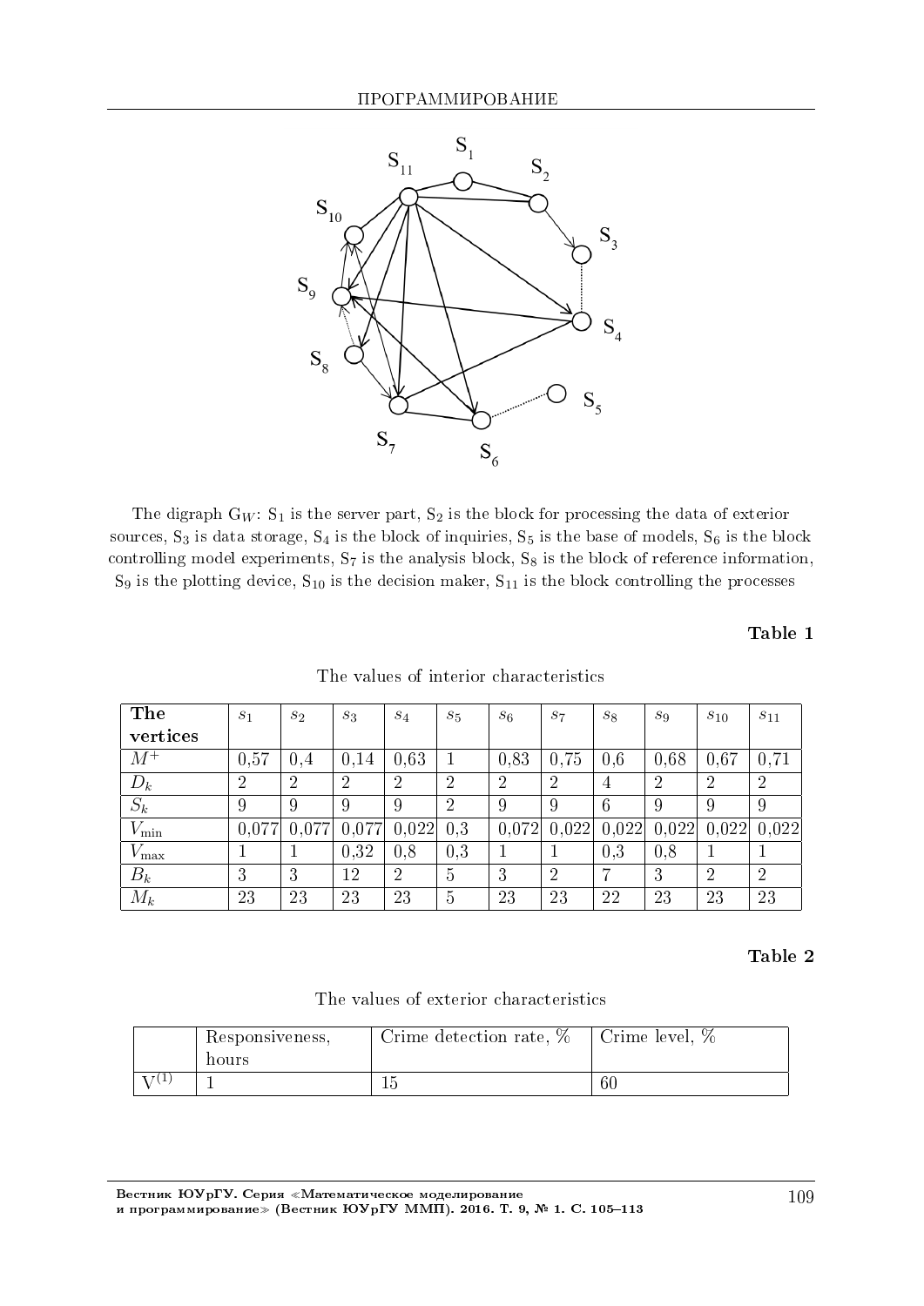The digraph $G_W$: $S_1$ is the server part, $S_2$ is the block for processing the data of exterior sources, $S_3$ is data storage, $S_4$ is the block of inquiries, $S_5$ is the base of models, $S_6$ is the block controlling model experiments, $S_7$ is the analysis block, $S_8$ is the block of reference information, $S_9$ is the plotting device, $S_{10}$ is the decision maker, $S_{11}$ is the block controlling the processes

**Table 1**

The values of interior characteristics

| **The vertices** | $s_1$ | $s_2$ | $s_3$ | $s_4$ | $s_5$ | $s_6$ | $s_7$ | $s_8$ | $s_9$ | $s_{10}$ | $s_{11}$ |
|---|---|---|---|---|---|---|---|---|---|---|---|
| $M^+$ | 0,57 | 0,4 | 0,14 | 0,63 | 1 | 0,83 | 0,75 | 0,6 | 0,68 | 0,67 | 0,71 |
| $D_k$ | 2 | 2 | 2 | 2 | 2 | 2 | 2 | 4 | 2 | 2 | 2 |
| $S_k$ | 9 | 9 | 9 | 9 | 2 | 9 | 9 | 6 | 9 | 9 | 9 |
| $V_{\min}$ | 0,077 | 0,077 | 0,077 | 0,022 | 0,3 | 0,072 | 0,022 | 0,022 | 0,022 | 0,022 | 0,022 |
| $V_{\max}$ | 1 | 1 | 0,32 | 0,8 | 0,3 | 1 | 1 | 0,3 | 0,8 | 1 | 1 |
| $B_k$ | 3 | 3 | 12 | 2 | 5 | 3 | 2 | 7 | 3 | 2 | 2 |
| $M_k$ | 23 | 23 | 23 | 23 | 5 | 23 | 23 | 22 | 23 | 23 | 23 |

**Table 2**

The values of exterior characteristics

| | Responsiveness, hours | Crime detection rate, % | Crime level, % |
|---|---|---|---|
| $V^{(1)}$ | 1 | 15 | 60 |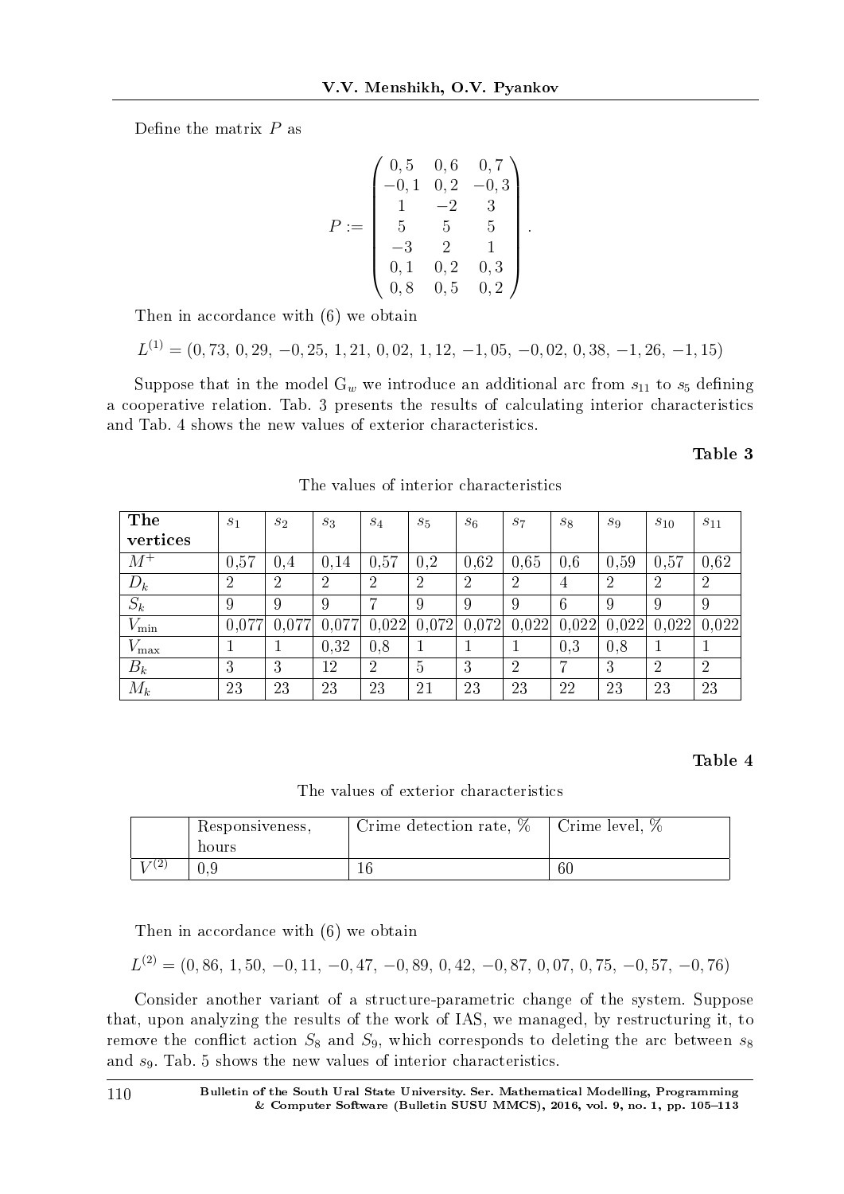Define the matrix $P$ as

$$P := \begin{pmatrix} 0,5 & 0,6 & 0,7 \\ -0,1 & 0,2 & -0,3 \\ 1 & -2 & 3 \\ 5 & 5 & 5 \\ -3 & 2 & 1 \\ 0,1 & 0,2 & 0,3 \\ 0,8 & 0,5 & 0,2 \end{pmatrix}.$$

Then in accordance with (6) we obtain

$$L^{(1)} = (0,73,\ 0,29,\ -0,25,\ 1,21,\ 0,02,\ 1,12,\ -1,05,\ -0,02,\ 0,38,\ -1,26,\ -1,15)$$

Suppose that in the model $G_w$ we introduce an additional arc from $s_{11}$ to $s_5$ defining a cooperative relation. Tab. 3 presents the results of calculating interior characteristics and Tab. 4 shows the new values of exterior characteristics.

**Table 3**

The values of interior characteristics

| **The vertices** | $s_1$ | $s_2$ | $s_3$ | $s_4$ | $s_5$ | $s_6$ | $s_7$ | $s_8$ | $s_9$ | $s_{10}$ | $s_{11}$ |
|---|---|---|---|---|---|---|---|---|---|---|---|
| $M^+$ | 0,57 | 0,4 | 0,14 | 0,57 | 0,2 | 0,62 | 0,65 | 0,6 | 0,59 | 0,57 | 0,62 |
| $D_k$ | 2 | 2 | 2 | 2 | 2 | 2 | 2 | 4 | 2 | 2 | 2 |
| $S_k$ | 9 | 9 | 9 | 7 | 9 | 9 | 9 | 6 | 9 | 9 | 9 |
| $V_{\min}$ | 0,077 | 0,077 | 0,077 | 0,022 | 0,072 | 0,072 | 0,022 | 0,022 | 0,022 | 0,022 | 0,022 |
| $V_{\max}$ | 1 | 1 | 0,32 | 0,8 | 1 | 1 | 1 | 0,3 | 0,8 | 1 | 1 |
| $B_k$ | 3 | 3 | 12 | 2 | 5 | 3 | 2 | 7 | 3 | 2 | 2 |
| $M_k$ | 23 | 23 | 23 | 23 | 21 | 23 | 23 | 22 | 23 | 23 | 23 |

**Table 4**

The values of exterior characteristics

| | Responsiveness, hours | Crime detection rate, % | Crime level, % |
|---|---|---|---|
| $V^{(2)}$ | 0,9 | 16 | 60 |

Then in accordance with (6) we obtain

$$L^{(2)} = (0,86,\ 1,50,\ -0,11,\ -0,47,\ -0,89,\ 0,42,\ -0,87,\ 0,07,\ 0,75,\ -0,57,\ -0,76)$$

Consider another variant of a structure-parametric change of the system. Suppose that, upon analyzing the results of the work of IAS, we managed, by restructuring it, to remove the conflict action $S_8$ and $S_9$, which corresponds to deleting the arc between $s_8$ and $s_9$. Tab. 5 shows the new values of interior characteristics.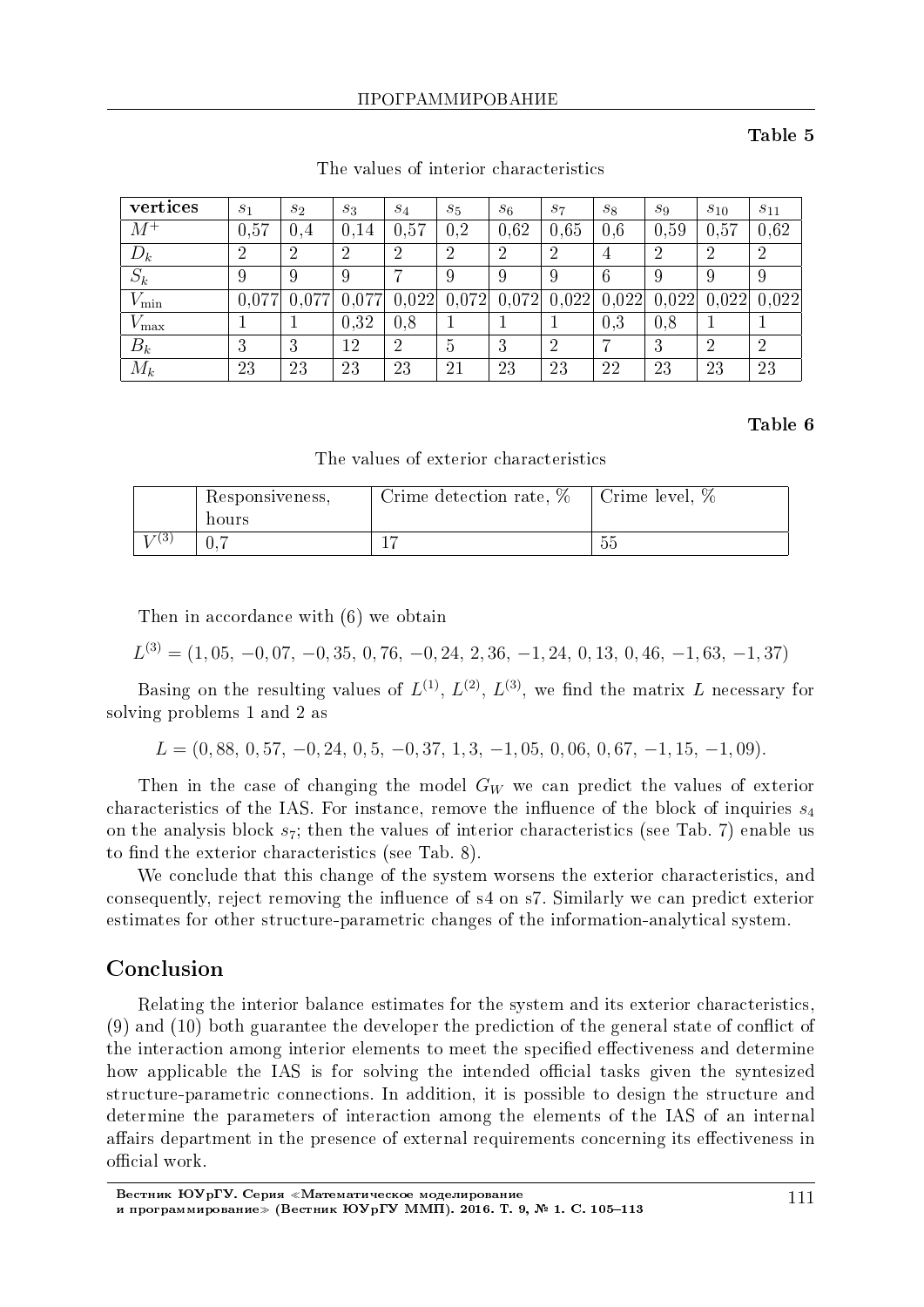**Table 5**

The values of interior characteristics

| vertices | $s_1$ | $s_2$ | $s_3$ | $s_4$ | $s_5$ | $s_6$ | $s_7$ | $s_8$ | $s_9$ | $s_{10}$ | $s_{11}$ |
|---|---|---|---|---|---|---|---|---|---|---|---|
| $M^+$ | 0,57 | 0,4 | 0,14 | 0,57 | 0,2 | 0,62 | 0,65 | 0,6 | 0,59 | 0,57 | 0,62 |
| $D_k$ | 2 | 2 | 2 | 2 | 2 | 2 | 2 | 4 | 2 | 2 | 2 |
| $S_k$ | 9 | 9 | 9 | 7 | 9 | 9 | 9 | 6 | 9 | 9 | 9 |
| $V_{\min}$ | 0,077 | 0,077 | 0,077 | 0,022 | 0,072 | 0,072 | 0,022 | 0,022 | 0,022 | 0,022 | 0,022 |
| $V_{\max}$ | 1 | 1 | 0,32 | 0,8 | 1 | 1 | 1 | 0,3 | 0,8 | 1 | 1 |
| $B_k$ | 3 | 3 | 12 | 2 | 5 | 3 | 2 | 7 | 3 | 2 | 2 |
| $M_k$ | 23 | 23 | 23 | 23 | 21 | 23 | 23 | 22 | 23 | 23 | 23 |

**Table 6**

The values of exterior characteristics

| | Responsiveness, hours | Crime detection rate, % | Crime level, % |
|---|---|---|---|
| $V^{(3)}$ | 0,7 | 17 | 55 |

Then in accordance with (6) we obtain

$$L^{(3)} = (1,05,\ -0,07,\ -0,35,\ 0,76,\ -0,24,\ 2,36,\ -1,24,\ 0,13,\ 0,46,\ -1,63,\ -1,37)$$

Basing on the resulting values of $L^{(1)}$, $L^{(2)}$, $L^{(3)}$, we find the matrix $L$ necessary for solving problems 1 and 2 as

$$L = (0,88,\ 0,57,\ -0,24,\ 0,5,\ -0,37,\ 1,3,\ -1,05,\ 0,06,\ 0,67,\ -1,15,\ -1,09).$$

Then in the case of changing the model $G_W$ we can predict the values of exterior characteristics of the IAS. For instance, remove the influence of the block of inquiries $s_4$ on the analysis block $s_7$; then the values of interior characteristics (see Tab. 7) enable us to find the exterior characteristics (see Tab. 8).

We conclude that this change of the system worsens the exterior characteristics, and consequently, reject removing the influence of s4 on s7. Similarly we can predict exterior estimates for other structure-parametric changes of the information-analytical system.

## Conclusion

Relating the interior balance estimates for the system and its exterior characteristics, (9) and (10) both guarantee the developer the prediction of the general state of conflict of the interaction among interior elements to meet the specified effectiveness and determine how applicable the IAS is for solving the intended official tasks given the syntesized structure-parametric connections. In addition, it is possible to design the structure and determine the parameters of interaction among the elements of the IAS of an internal affairs department in the presence of external requirements concerning its effectiveness in official work.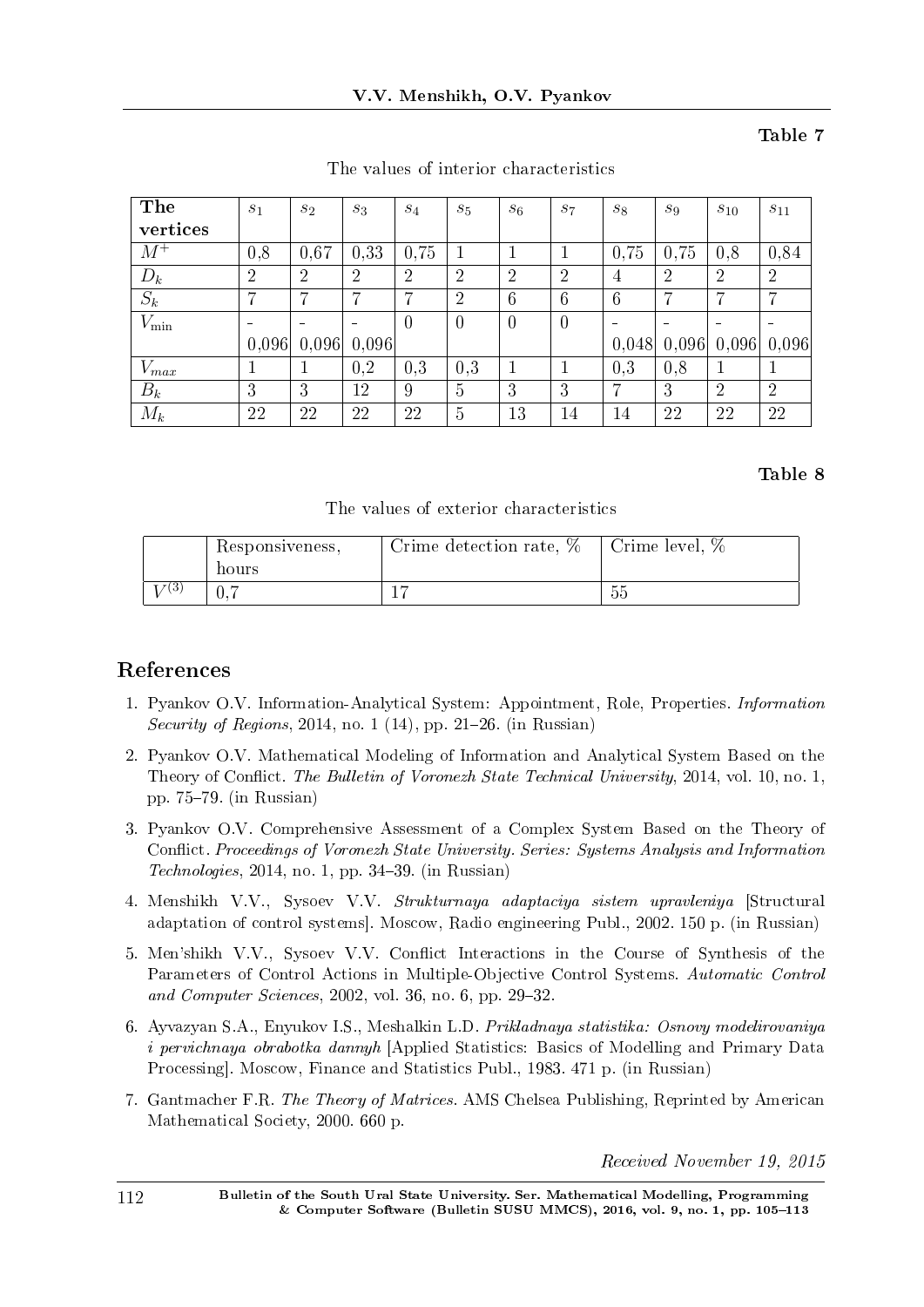**Table 7**

The values of interior characteristics

| **The vertices** | $s_1$ | $s_2$ | $s_3$ | $s_4$ | $s_5$ | $s_6$ | $s_7$ | $s_8$ | $s_9$ | $s_{10}$ | $s_{11}$ |
|---|---|---|---|---|---|---|---|---|---|---|---|
| $M^+$ | 0,8 | 0,67 | 0,33 | 0,75 | 1 | 1 | 1 | 0,75 | 0,75 | 0,8 | 0,84 |
| $D_k$ | 2 | 2 | 2 | 2 | 2 | 2 | 2 | 4 | 2 | 2 | 2 |
| $S_k$ | 7 | 7 | 7 | 7 | 2 | 6 | 6 | 6 | 7 | 7 | 7 |
| $V_{\min}$ | -0,096 | -0,096 | -0,096 | 0 | 0 | 0 | 0 | -0,048 | -0,096 | -0,096 | -0,096 |
| $V_{max}$ | 1 | 1 | 0,2 | 0,3 | 0,3 | 1 | 1 | 0,3 | 0,8 | 1 | 1 |
| $B_k$ | 3 | 3 | 12 | 9 | 5 | 3 | 3 | 7 | 3 | 2 | 2 |
| $M_k$ | 22 | 22 | 22 | 22 | 5 | 13 | 14 | 14 | 22 | 22 | 22 |

**Table 8**

The values of exterior characteristics

| | Responsiveness, hours | Crime detection rate, % | Crime level, % |
|---|---|---|---|
| $V^{(3)}$ | 0,7 | 17 | 55 |

## References

1. Pyankov O.V. Information-Analytical System: Appointment, Role, Properties. *Information Security of Regions*, 2014, no. 1 (14), pp. 21–26. (in Russian)

2. Pyankov O.V. Mathematical Modeling of Information and Analytical System Based on the Theory of Conflict. *The Bulletin of Voronezh State Technical University*, 2014, vol. 10, no. 1, pp. 75–79. (in Russian)

3. Pyankov O.V. Comprehensive Assessment of a Complex System Based on the Theory of Conflict. *Proceedings of Voronezh State University. Series: Systems Analysis and Information Technologies*, 2014, no. 1, pp. 34–39. (in Russian)

4. Menshikh V.V., Sysoev V.V. *Strukturnaya adaptaciya sistem upravleniya* [Structural adaptation of control systems]. Moscow, Radio engineering Publ., 2002. 150 p. (in Russian)

5. Men'shikh V.V., Sysoev V.V. Conflict Interactions in the Course of Synthesis of the Parameters of Control Actions in Multiple-Objective Control Systems. *Automatic Control and Computer Sciences*, 2002, vol. 36, no. 6, pp. 29–32.

6. Ayvazyan S.A., Enyukov I.S., Meshalkin L.D. *Prikladnaya statistika: Osnovy modelirovaniya i pervichnaya obrabotka dannyh* [Applied Statistics: Basics of Modelling and Primary Data Processing]. Moscow, Finance and Statistics Publ., 1983. 471 p. (in Russian)

7. Gantmacher F.R. *The Theory of Matrices*. AMS Chelsea Publishing, Reprinted by American Mathematical Society, 2000. 660 p.

*Received November 19, 2015*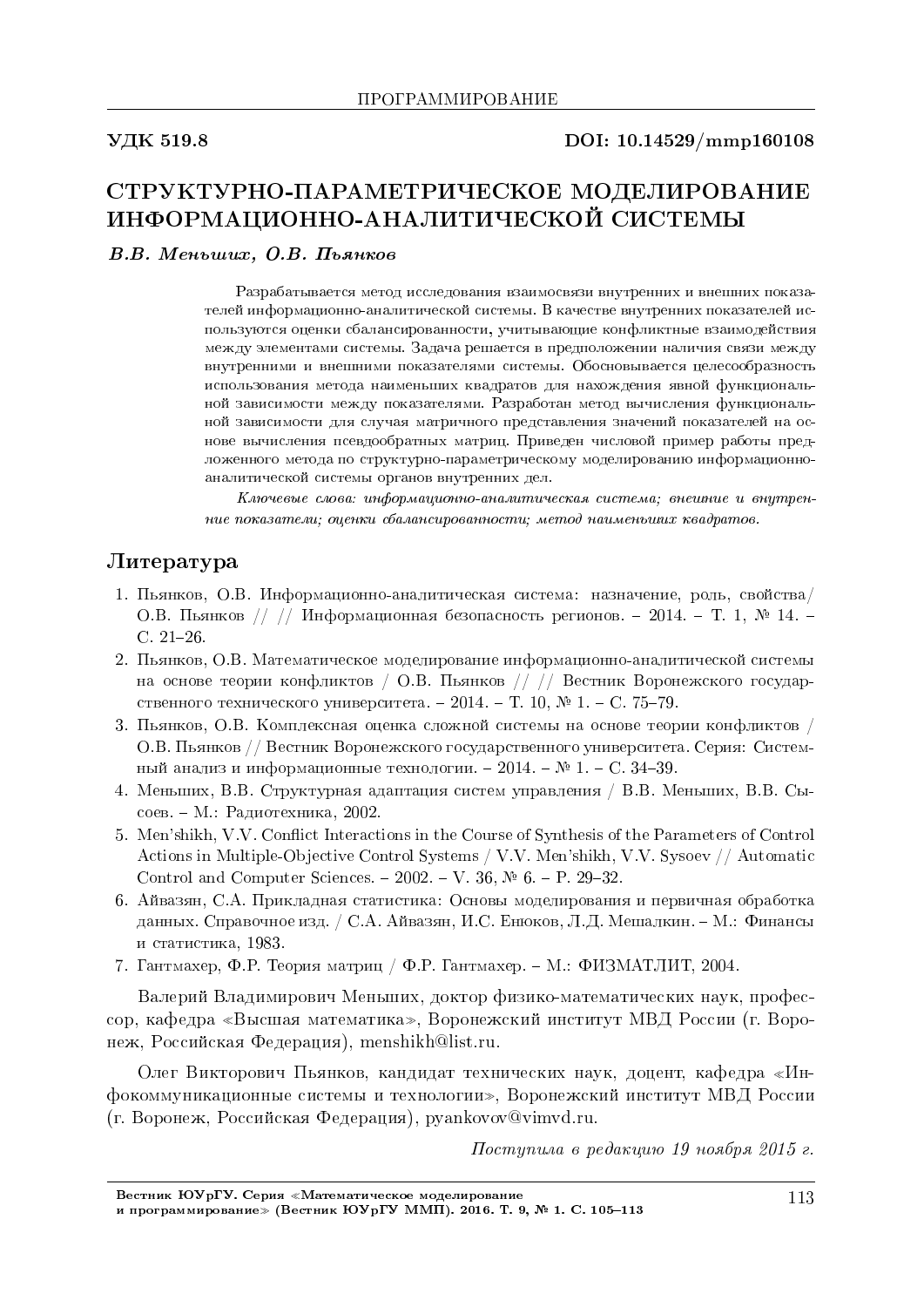УДК 519.8

DOI: 10.14529/mmp160108

# СТРУКТУРНО-ПАРАМЕТРИЧЕСКОЕ МОДЕЛИРОВАНИЕ ИНФОРМАЦИОННО-АНАЛИТИЧЕСКОЙ СИСТЕМЫ

***В.В. Меньших, О.В. Пьянков***

Разрабатывается метод исследования взаимосвязи внутренних и внешних показателей информационно-аналитической системы. В качестве внутренних показателей используются оценки сбалансированности, учитывающие конфликтные взаимодействия между элементами системы. Задача решается в предположении наличия связи между внутренними и внешними показателями системы. Обосновывается целесообразность использования метода наименьших квадратов для нахождения явной функциональной зависимости между показателями. Разработан метод вычисления функциональной зависимости для случая матричного представления значений показателей на основе вычисления псевдообратных матриц. Приведен числовой пример работы предложенного метода по структурно-параметрическому моделированию информационно-аналитической системы органов внутренних дел.

*Ключевые слова: информационно-аналитическая система; внешние и внутренние показатели; оценки сбалансированности; метод наименьших квадратов.*

## Литература

1. Пьянков, О.В. Информационно-аналитическая система: назначение, роль, свойства/ О.В. Пьянков // // Информационная безопасность регионов. – 2014. – Т. 1, № 14. – С. 21–26.
2. Пьянков, О.В. Математическое моделирование информационно-аналитической системы на основе теории конфликтов / О.В. Пьянков // // Вестник Воронежского государственного технического университета. – 2014. – Т. 10, № 1. – С. 75–79.
3. Пьянков, О.В. Комплексная оценка сложной системы на основе теории конфликтов / О.В. Пьянков // Вестник Воронежского государственного университета. Серия: Системный анализ и информационные технологии. – 2014. – № 1. – С. 34–39.
4. Меньших, В.В. Структурная адаптация систем управления / В.В. Меньших, В.В. Сысоев. – М.: Радиотехника, 2002.
5. Men'shikh, V.V. Conflict Interactions in the Course of Synthesis of the Parameters of Control Actions in Multiple-Objective Control Systems / V.V. Men'shikh, V.V. Sysoev // Automatic Control and Computer Sciences. – 2002. – V. 36, № 6. – P. 29–32.
6. Айвазян, С.А. Прикладная статистика: Основы моделирования и первичная обработка данных. Справочное изд. / С.А. Айвазян, И.С. Енюков, Л.Д. Мешалкин. – М.: Финансы и статистика, 1983.
7. Гантмахер, Ф.Р. Теория матриц / Ф.Р. Гантмахер. – М.: ФИЗМАТЛИТ, 2004.

Валерий Владимирович Меньших, доктор физико-математических наук, профессор, кафедра «Высшая математика», Воронежский институт МВД России (г. Воронеж, Российская Федерация), menshikh@list.ru.

Олег Викторович Пьянков, кандидат технических наук, доцент, кафедра «Инфокоммуникационные системы и технологии», Воронежский институт МВД России (г. Воронеж, Российская Федерация), pyankovov@vimvd.ru.

*Поступила в редакцию 19 ноября 2015 г.*